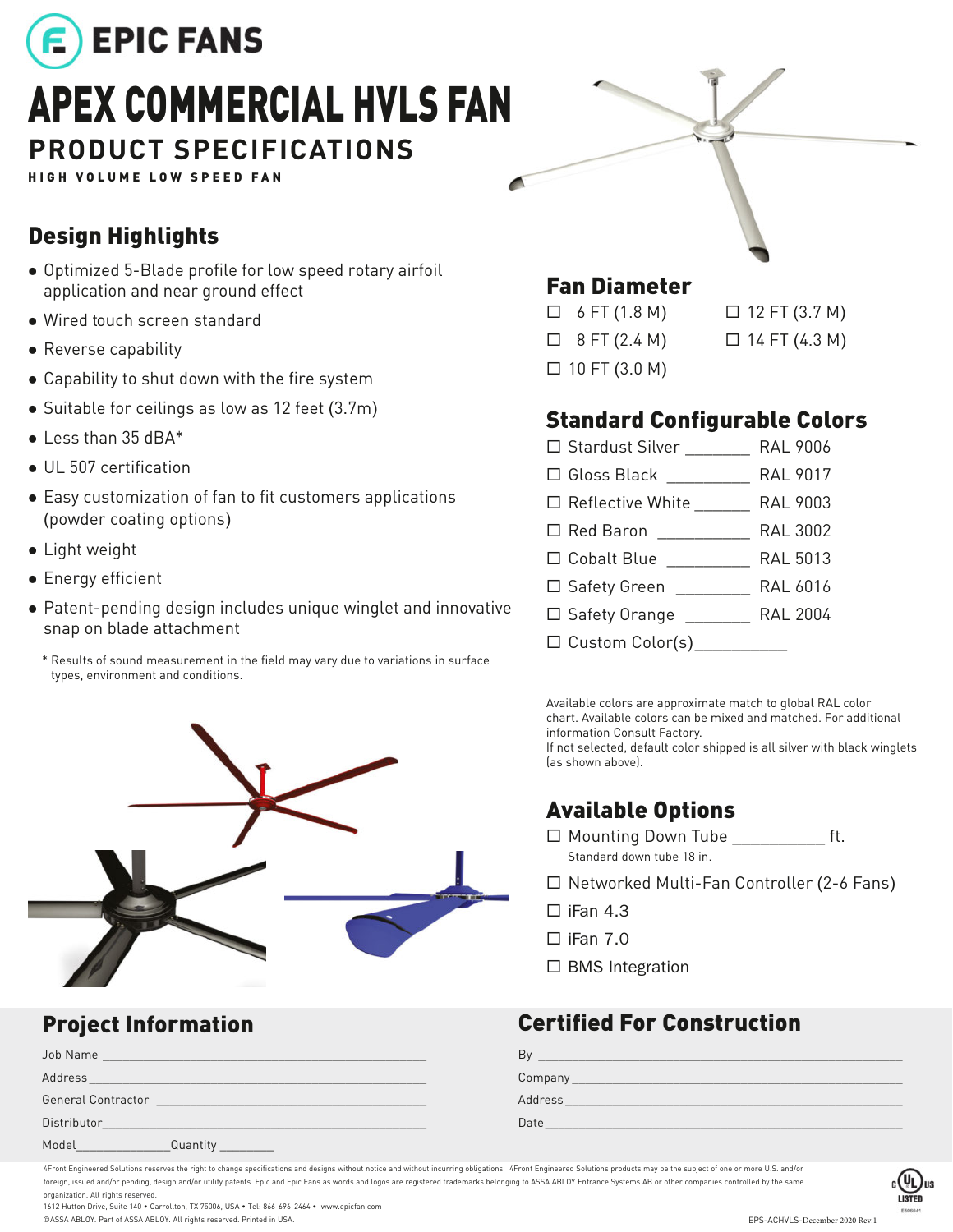# EPIC FANS

# APEX COMMERCIAL HVLS FAN

## PRODUCT SPECIFICATIONS

**HIGH VOLUME LOW SPEED FAN**

## Design Highlights

- Optimized 5-Blade profile for low speed rotary airfoil application and near ground effect
- Wired touch screen standard
- Reverse capability
- Capability to shut down with the fire system
- Suitable for ceilings as low as 12 feet (3.7m)
- Less than 35 dBA*
- UL 507 certification
- Easy customization of fan to fit customers applications (powder coating options)
- Light weight
- Energy efficient
- Patent-pending design includes unique winglet and innovative snap on blade attachment

\* Results of sound measurement in the field may vary due to variations in surface types, environment and conditions.

## Fan Diameter

- ☐ 6 FT (1.8 M)
- ☐ 8 FT (2.4 M)
- ☐ 10 FT (3.0 M)
- ☐ 12 FT (3.7 M)
- ☐ 14 FT (4.3 M)

## Standard Configurable Colors

- ☐ Stardust Silver _______ RAL 9006
- ☐ Gloss Black _________ RAL 9017
- ☐ Reflective White ______ RAL 9003
- ☐ Red Baron __________ RAL 3002
- ☐ Cobalt Blue _________ RAL 5013
- ☐ Safety Green ________ RAL 6016
- ☐ Safety Orange _______ RAL 2004
- ☐ Custom Color(s)__________

Available colors are approximate match to global RAL color chart. Available colors can be mixed and matched. For additional information Consult Factory.
If not selected, default color shipped is all silver with black winglets (as shown above).

## Available Options

- ☐ Mounting Down Tube __________ ft.
  Standard down tube 18 in.
- ☐ Networked Multi-Fan Controller (2-6 Fans)
- ☐ iFan 4.3
- ☐ iFan 7.0
- ☐ BMS Integration

## Project Information

Job Name ____________________________________

Address ____________________________________

General Contractor ____________________________________

Distributor ____________________________________

Model______________ Quantity ________

## Certified For Construction

By ____________________________________

Company ____________________________________

Address ____________________________________

Date ____________________________________

4Front Engineered Solutions reserves the right to change specifications and designs without notice and without incurring obligations. 4Front Engineered Solutions products may be the subject of one or more U.S. and/or foreign, issued and/or pending, design and/or utility patents. Epic and Epic Fans as words and logos are registered trademarks belonging to ASSA ABLOY Entrance Systems AB or other companies controlled by the same organization. All rights reserved.
1612 Hutton Drive, Suite 140 • Carrollton, TX 75006, USA • Tel: 866-696-2464 • www.epicfan.com
©ASSA ABLOY. Part of ASSA ABLOY. All rights reserved. Printed in USA.

EPS-ACHVLS-December 2020 Rev.1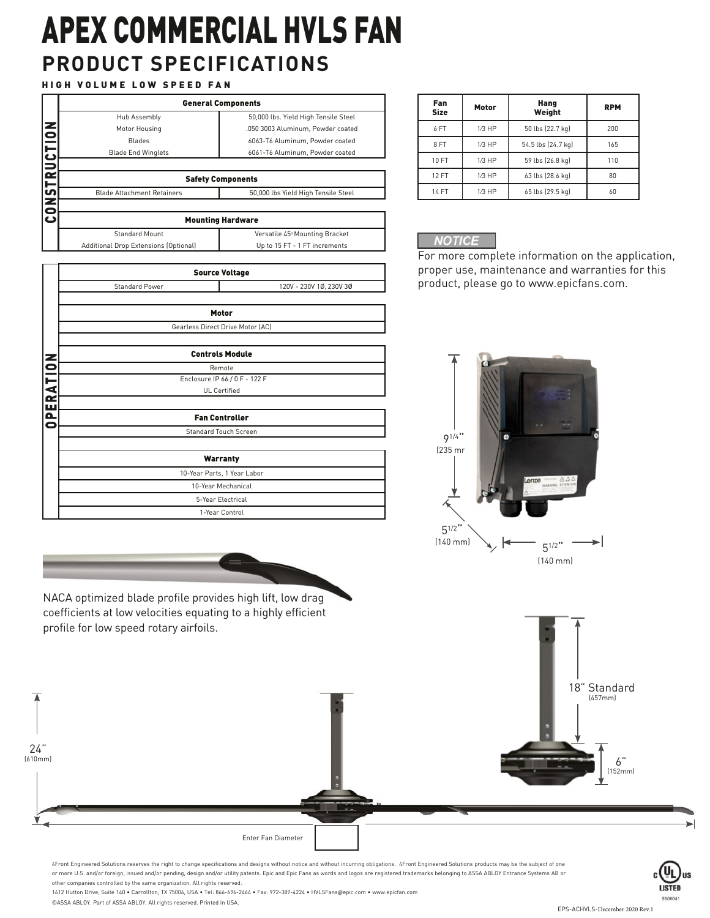# APEX COMMERCIAL HVLS FAN

## PRODUCT SPECIFICATIONS

HIGH VOLUME LOW SPEED FAN

### CONSTRUCTION

| General Components | |
|---|---|
| Hub Assembly | 50,000 lbs. Yield High Tensile Steel |
| Motor Housing | .050 3003 Aluminum, Powder coated |
| Blades | 6063-T6 Aluminum, Powder coated |
| Blade End Winglets | 6061-T6 Aluminum, Powder coated |

| Safety Components | |
|---|---|
| Blade Attachment Retainers | 50,000 lbs Yield High Tensile Steel |

| Mounting Hardware | |
|---|---|
| Standard Mount | Versatile 45º Mounting Bracket |
| Additional Drop Extensions (Optional) | Up to 15 FT - 1 FT increments |

### OPERATION

| Source Voltage | |
|---|---|
| Standard Power | 120V - 230V 1Ø, 230V 3Ø |

| Motor |
|---|
| Gearless Direct Drive Motor (AC) |

| Controls Module |
|---|
| Remote |
| Enclosure IP 66 / 0 F - 122 F |
| UL Certified |

| Fan Controller |
|---|
| Standard Touch Screen |

| Warranty |
|---|
| 10-Year Parts, 1 Year Labor |
| 10-Year Mechanical |
| 5-Year Electrical |
| 1-Year Control |

| Fan Size | Motor | Hang Weight | RPM |
|---|---|---|---|
| 6 FT | 1/3 HP | 50 lbs (22.7 kg) | 200 |
| 8 FT | 1/3 HP | 54.5 lbs (24.7 kg) | 165 |
| 10 FT | 1/3 HP | 59 lbs (26.8 kg) | 110 |
| 12 FT | 1/3 HP | 63 lbs (28.6 kg) | 80 |
| 14 FT | 1/3 HP | 65 lbs (29.5 kg) | 60 |

**NOTICE**

For more complete information on the application, proper use, maintenance and warranties for this product, please go to www.epicfans.com.

9 1/4" (235 mm)

5 1/2" (140 mm)

5 1/2" (140 mm)

NACA optimized blade profile provides high lift, low drag coefficients at low velocities equating to a highly efficient profile for low speed rotary airfoils.

18" Standard (457mm)

6" (152mm)

24" (610mm)

Enter Fan Diameter

4Front Engineered Solutions reserves the right to change specifications and designs without notice and without incurring obligations. 4Front Engineered Solutions products may be the subject of one or more U.S. and/or foreign, issued and/or pending, design and/or utility patents. Epic and Epic Fans as words and logos are registered trademarks belonging to ASSA ABLOY Entrance Systems AB or other companies controlled by the same organization. All rights reserved.

1612 Hutton Drive, Suite 140 • Carrollton, TX 75006, USA • Tel: 866-696-2464 • Fax: 972-389-4224 • HVLSFans@epic.com • www.epicfan.com

©ASSA ABLOY. Part of ASSA ABLOY. All rights reserved. Printed in USA.

c UL us LISTED E506041

EPS-ACHVLS-December 2020 Rev.1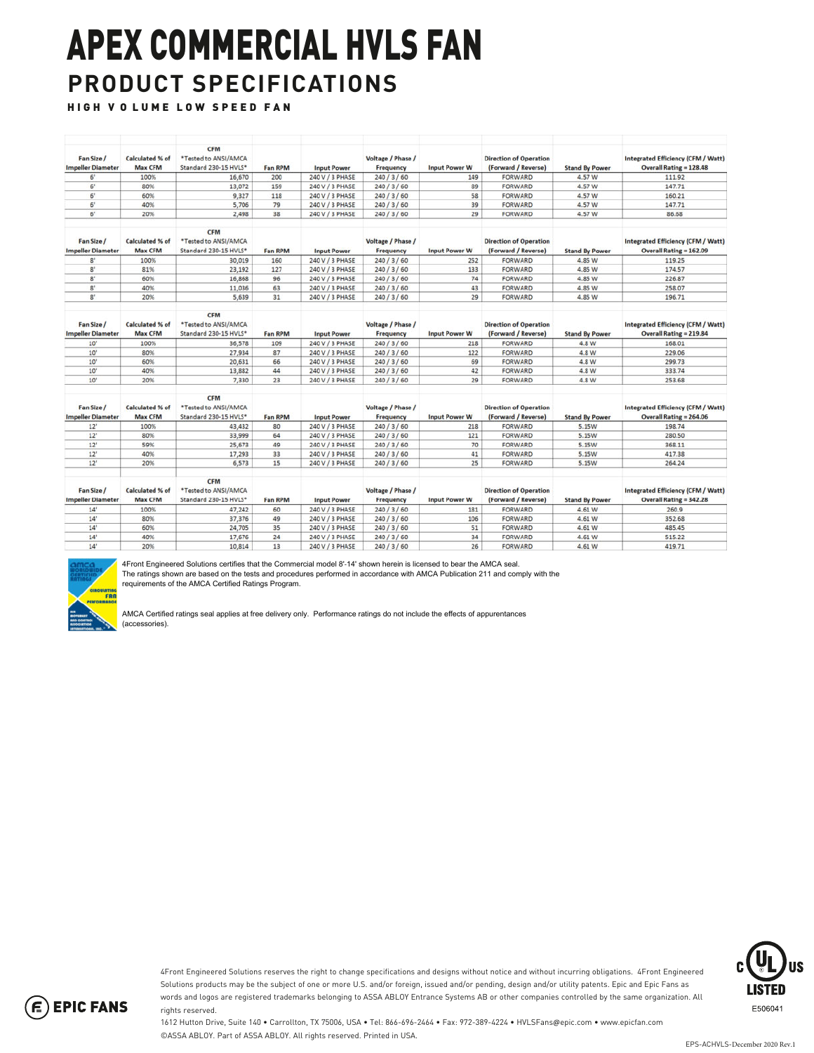# APEX COMMERCIAL HVLS FAN

## PRODUCT SPECIFICATIONS

### HIGH VOLUME LOW SPEED FAN

| Fan Size / Impeller Diameter | Calculated % of Max CFM | CFM *Tested to ANSI/AMCA Standard 230-15 HVLS* | Fan RPM | Input Power | Voltage / Phase / Frequency | Input Power W | Direction of Operation (Forward / Reverse) | Stand By Power | Integrated Efficiency (CFM / Watt) Overall Rating = 128.48 |
|---|---|---|---|---|---|---|---|---|---|
| 6' | 100% | 16,670 | 200 | 240 V / 3 PHASE | 240 / 3 / 60 | 149 | FORWARD | 4.57 W | 111.92 |
| 6' | 80% | 13,072 | 159 | 240 V / 3 PHASE | 240 / 3 / 60 | 89 | FORWARD | 4.57 W | 147.71 |
| 6' | 60% | 9,327 | 118 | 240 V / 3 PHASE | 240 / 3 / 60 | 58 | FORWARD | 4.57 W | 160.21 |
| 6' | 40% | 5,706 | 79 | 240 V / 3 PHASE | 240 / 3 / 60 | 39 | FORWARD | 4.57 W | 147.71 |
| 6' | 20% | 2,498 | 38 | 240 V / 3 PHASE | 240 / 3 / 60 | 29 | FORWARD | 4.57 W | 86.68 |

| Fan Size / Impeller Diameter | Calculated % of Max CFM | CFM *Tested to ANSI/AMCA Standard 230-15 HVLS* | Fan RPM | Input Power | Voltage / Phase / Frequency | Input Power W | Direction of Operation (Forward / Reverse) | Stand By Power | Integrated Efficiency (CFM / Watt) Overall Rating = 162.09 |
|---|---|---|---|---|---|---|---|---|---|
| 8' | 100% | 30,019 | 160 | 240 V / 3 PHASE | 240 / 3 / 60 | 252 | FORWARD | 4.85 W | 119.25 |
| 8' | 81% | 23,192 | 127 | 240 V / 3 PHASE | 240 / 3 / 60 | 133 | FORWARD | 4.85 W | 174.57 |
| 8' | 60% | 16,868 | 96 | 240 V / 3 PHASE | 240 / 3 / 60 | 74 | FORWARD | 4.85 W | 226.87 |
| 8' | 40% | 11,036 | 63 | 240 V / 3 PHASE | 240 / 3 / 60 | 43 | FORWARD | 4.85 W | 258.07 |
| 8' | 20% | 5,639 | 31 | 240 V / 3 PHASE | 240 / 3 / 60 | 29 | FORWARD | 4.85 W | 196.71 |

| Fan Size / Impeller Diameter | Calculated % of Max CFM | CFM *Tested to ANSI/AMCA Standard 230-15 HVLS* | Fan RPM | Input Power | Voltage / Phase / Frequency | Input Power W | Direction of Operation (Forward / Reverse) | Stand By Power | Integrated Efficiency (CFM / Watt) Overall Rating = 219.84 |
|---|---|---|---|---|---|---|---|---|---|
| 10' | 100% | 36,578 | 109 | 240 V / 3 PHASE | 240 / 3 / 60 | 218 | FORWARD | 4.8 W | 168.01 |
| 10' | 80% | 27,934 | 87 | 240 V / 3 PHASE | 240 / 3 / 60 | 122 | FORWARD | 4.8 W | 229.06 |
| 10' | 60% | 20,631 | 66 | 240 V / 3 PHASE | 240 / 3 / 60 | 69 | FORWARD | 4.8 W | 299.73 |
| 10' | 40% | 13,882 | 44 | 240 V / 3 PHASE | 240 / 3 / 60 | 42 | FORWARD | 4.8 W | 333.74 |
| 10' | 20% | 7,330 | 23 | 240 V / 3 PHASE | 240 / 3 / 60 | 29 | FORWARD | 4.8 W | 253.68 |

| Fan Size / Impeller Diameter | Calculated % of Max CFM | CFM *Tested to ANSI/AMCA Standard 230-15 HVLS* | Fan RPM | Input Power | Voltage / Phase / Frequency | Input Power W | Direction of Operation (Forward / Reverse) | Stand By Power | Integrated Efficiency (CFM / Watt) Overall Rating = 264.06 |
|---|---|---|---|---|---|---|---|---|---|
| 12' | 100% | 43,432 | 80 | 240 V / 3 PHASE | 240 / 3 / 60 | 218 | FORWARD | 5.15W | 198.74 |
| 12' | 80% | 33,999 | 64 | 240 V / 3 PHASE | 240 / 3 / 60 | 121 | FORWARD | 5.15W | 280.50 |
| 12' | 59% | 25,673 | 49 | 240 V / 3 PHASE | 240 / 3 / 60 | 70 | FORWARD | 5.15W | 368.11 |
| 12' | 40% | 17,293 | 33 | 240 V / 3 PHASE | 240 / 3 / 60 | 41 | FORWARD | 5.15W | 417.38 |
| 12' | 20% | 6,573 | 15 | 240 V / 3 PHASE | 240 / 3 / 60 | 25 | FORWARD | 5.15W | 264.24 |

| Fan Size / Impeller Diameter | Calculated % of Max CFM | CFM *Tested to ANSI/AMCA Standard 230-15 HVLS* | Fan RPM | Input Power | Voltage / Phase / Frequency | Input Power W | Direction of Operation (Forward / Reverse) | Stand By Power | Integrated Efficiency (CFM / Watt) Overall Rating = 342.28 |
|---|---|---|---|---|---|---|---|---|---|
| 14' | 100% | 47,242 | 60 | 240 V / 3 PHASE | 240 / 3 / 60 | 181 | FORWARD | 4.61 W | 260.9 |
| 14' | 80% | 37,376 | 49 | 240 V / 3 PHASE | 240 / 3 / 60 | 106 | FORWARD | 4.61 W | 352.68 |
| 14' | 60% | 24,705 | 35 | 240 V / 3 PHASE | 240 / 3 / 60 | 51 | FORWARD | 4.61 W | 485.45 |
| 14' | 40% | 17,676 | 24 | 240 V / 3 PHASE | 240 / 3 / 60 | 34 | FORWARD | 4.61 W | 515.22 |
| 14' | 20% | 10,814 | 13 | 240 V / 3 PHASE | 240 / 3 / 60 | 26 | FORWARD | 4.61 W | 419.71 |

4Front Engineered Solutions certifies that the Commercial model 8'-14' shown herein is licensed to bear the AMCA seal. The ratings shown are based on the tests and procedures performed in accordance with AMCA Publication 211 and comply with the requirements of the AMCA Certified Ratings Program.

AMCA Certified ratings seal applies at free delivery only. Performance ratings do not include the effects of appurtenances (accessories).

4Front Engineered Solutions reserves the right to change specifications and designs without notice and without incurring obligations. 4Front Engineered Solutions products may be the subject of one or more U.S. and/or foreign, issued and/or pending, design and/or utility patents. Epic and Epic Fans as words and logos are registered trademarks belonging to ASSA ABLOY Entrance Systems AB or other companies controlled by the same organization. All rights reserved.

1612 Hutton Drive, Suite 140 • Carrollton, TX 75006, USA • Tel: 866-696-2464 • Fax: 972-389-4224 • HVLSFans@epic.com • www.epicfan.com

©ASSA ABLOY. Part of ASSA ABLOY. All rights reserved. Printed in USA.

E506041

EPS-ACHVLS-December 2020 Rev.1